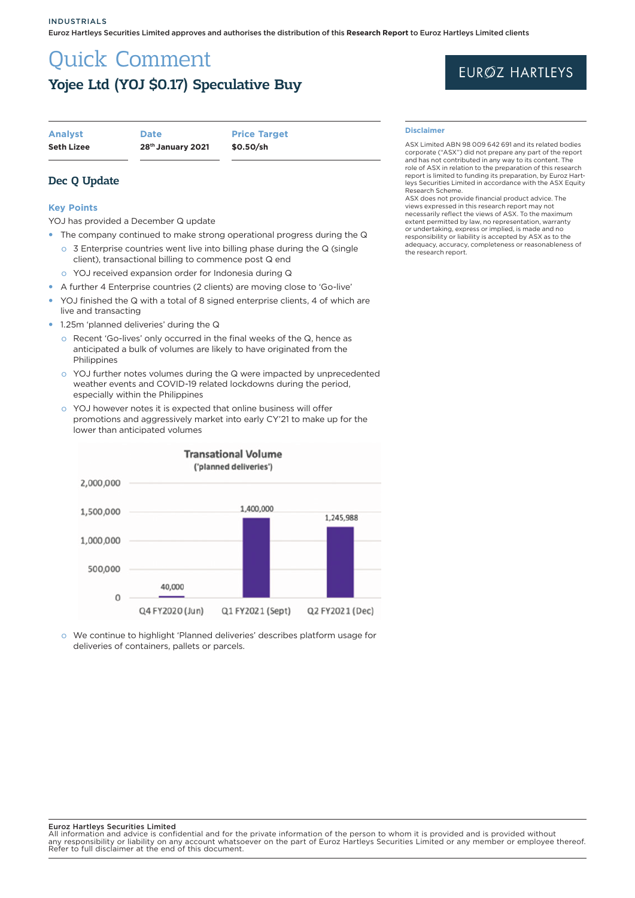INDUSTRIALS

Euroz Hartleys Securities Limited approves and authorises the distribution of this **Research Report** to Euroz Hartleys Limited clients

# Quick Comment

## Yojee Ltd (YOJ $0.17) Speculative Buy

| Analyst | Date | Price Target |
|---|---|---|
| Seth Lizee | 28th January 2021 | $0.50/sh |

### Dec Q Update

**Key Points**

YOJ has provided a December Q update

- The company continued to make strong operational progress during the Q
  - 3 Enterprise countries went live into billing phase during the Q (single client), transactional billing to commence post Q end
  - YOJ received expansion order for Indonesia during Q
- A further 4 Enterprise countries (2 clients) are moving close to 'Go-live'
- YOJ finished the Q with a total of 8 signed enterprise clients, 4 of which are live and transacting
- 1.25m 'planned deliveries' during the Q
  - Recent 'Go-lives' only occurred in the final weeks of the Q, hence as anticipated a bulk of volumes are likely to have originated from the Philippines
  - YOJ further notes volumes during the Q were impacted by unprecedented weather events and COVID-19 related lockdowns during the period, especially within the Philippines
  - YOJ however notes it is expected that online business will offer promotions and aggressively market into early CY'21 to make up for the lower than anticipated volumes

**Transational Volume ('planned deliveries')**

| Period | Planned deliveries |
|---|---|
| Q4 FY2020 (Jun) | 40,000 |
| Q1 FY2021 (Sept) | 1,400,000 |
| Q2 FY2021 (Dec) | 1,245,988 |

  - We continue to highlight 'Planned deliveries' describes platform usage for deliveries of containers, pallets or parcels.

**Disclaimer**

ASX Limited ABN 98 009 642 691 and its related bodies corporate ("ASX") did not prepare any part of the report and has not contributed in any way to its content. The role of ASX in relation to the preparation of this research report is limited to funding its preparation, by Euroz Hartleys Securities Limited in accordance with the ASX Equity Research Scheme.

ASX does not provide financial product advice. The views expressed in this research report may not necessarily reflect the views of ASX. To the maximum extent permitted by law, no representation, warranty or undertaking, express or implied, is made and no responsibility or liability is accepted by ASX as to the adequacy, accuracy, completeness or reasonableness of the research report.

**Euroz Hartleys Securities Limited**

All information and advice is confidential and for the private information of the person to whom it is provided and is provided without any responsibility or liability on any account whatsoever on the part of Euroz Hartleys Securities Limited or any member or employee thereof. Refer to full disclaimer at the end of this document.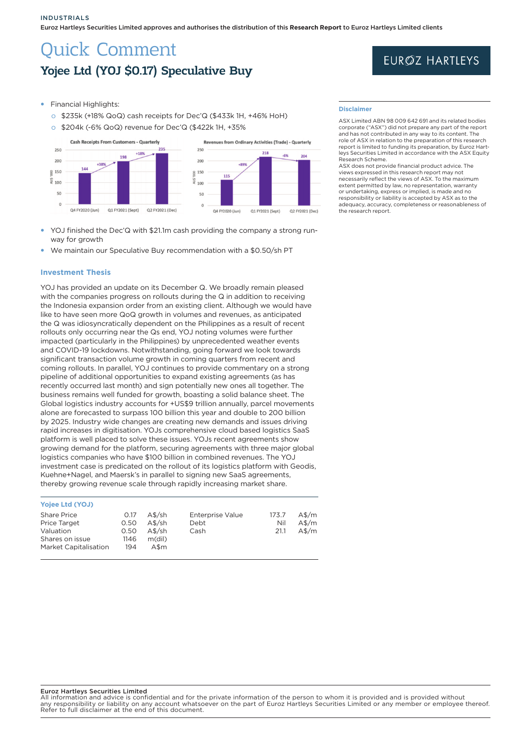INDUSTRIALS

Euroz Hartleys Securities Limited approves and authorises the distribution of this **Research Report** to Euroz Hartleys Limited clients

# Quick Comment

## Yojee Ltd (YOJ $0.17) Speculative Buy

EUROZ HARTLEYS

- Financial Highlights:
  - $235k (+18% QoQ) cash receipts for Dec'Q ($433k 1H, +46% HoH)
  - $204k (-6% QoQ) revenue for Dec'Q ($422k 1H, +35%

**Cash Receipts From Customers - Quarterly** (A$ '000)

| Quarter | Value | Change |
|---|---|---|
| Q4 FY2020 (Jun) | 144 | |
| Q1 FY2021 (Sept) | 198 | +38% |
| Q2 FY2021 (Dec) | 235 | +18% |

**Revenues from Ordinary Activities (Trade) - Quarterly** (A$ '000)

| Quarter | Value | Change |
|---|---|---|
| Q4 FY2020 (Jun) | 115 | |
| Q1 FY2021 (Sept) | 218 | +89% |
| Q2 FY2021 (Dec) | 204 | -6% |

- YOJ finished the Dec'Q with $21.1m cash providing the company a strong run-way for growth
- We maintain our Speculative Buy recommendation with a $0.50/sh PT

### Investment Thesis

YOJ has provided an update on its December Q. We broadly remain pleased with the companies progress on rollouts during the Q in addition to receiving the Indonesia expansion order from an existing client. Although we would have like to have seen more QoQ growth in volumes and revenues, as anticipated the Q was idiosyncratically dependent on the Philippines as a result of recent rollouts only occurring near the Qs end, YOJ noting volumes were further impacted (particularly in the Philippines) by unprecedented weather events and COVID-19 lockdowns. Notwithstanding, going forward we look towards significant transaction volume growth in coming quarters from recent and coming rollouts. In parallel, YOJ continues to provide commentary on a strong pipeline of additional opportunities to expand existing agreements (as has recently occurred last month) and sign potentially new ones all together. The business remains well funded for growth, boasting a solid balance sheet. The Global logistics industry accounts for +US$9 trillion annually, parcel movements alone are forecasted to surpass 100 billion this year and double to 200 billion by 2025. Industry wide changes are creating new demands and issues driving rapid increases in digitisation. YOJs comprehensive cloud based logistics SaaS platform is well placed to solve these issues. YOJs recent agreements show growing demand for the platform, securing agreements with three major global logistics companies who have $100 billion in combined revenues. The YOJ investment case is predicated on the rollout of its logistics platform with Geodis, Kuehne+Nagel, and Maersk's in parallel to signing new SaaS agreements, thereby growing revenue scale through rapidly increasing market share.

**Yojee Ltd (YOJ)**

| | | | | | |
|---|---|---|---|---|---|
| Share Price | 0.17 | A$/sh | Enterprise Value | 173.7 | A$/m |
| Price Target | 0.50 | A$/sh | Debt | Nil | A$/m |
| Valuation | 0.50 | A$/sh | Cash | 21.1 | A$/m |
| Shares on issue | 1146 | m(dil) | | | |
| Market Capitalisation | 194 | A$m | | | |

**Disclaimer**

ASX Limited ABN 98 009 642 691 and its related bodies corporate ("ASX") did not prepare any part of the report and has not contributed in any way to its content. The role of ASX in relation to the preparation of this research report is limited to funding its preparation, by Euroz Hartleys Securities Limited in accordance with the ASX Equity Research Scheme.
ASX does not provide financial product advice. The views expressed in this research report may not necessarily reflect the views of ASX. To the maximum extent permitted by law, no representation, warranty or undertaking, express or implied, is made and no responsibility or liability is accepted by ASX as to the adequacy, accuracy, completeness or reasonableness of the research report.

**Euroz Hartleys Securities Limited**
All information and advice is confidential and for the private information of the person to whom it is provided and is provided without any responsibility or liability on any account whatsoever on the part of Euroz Hartleys Securities Limited or any member or employee thereof. Refer to full disclaimer at the end of this document.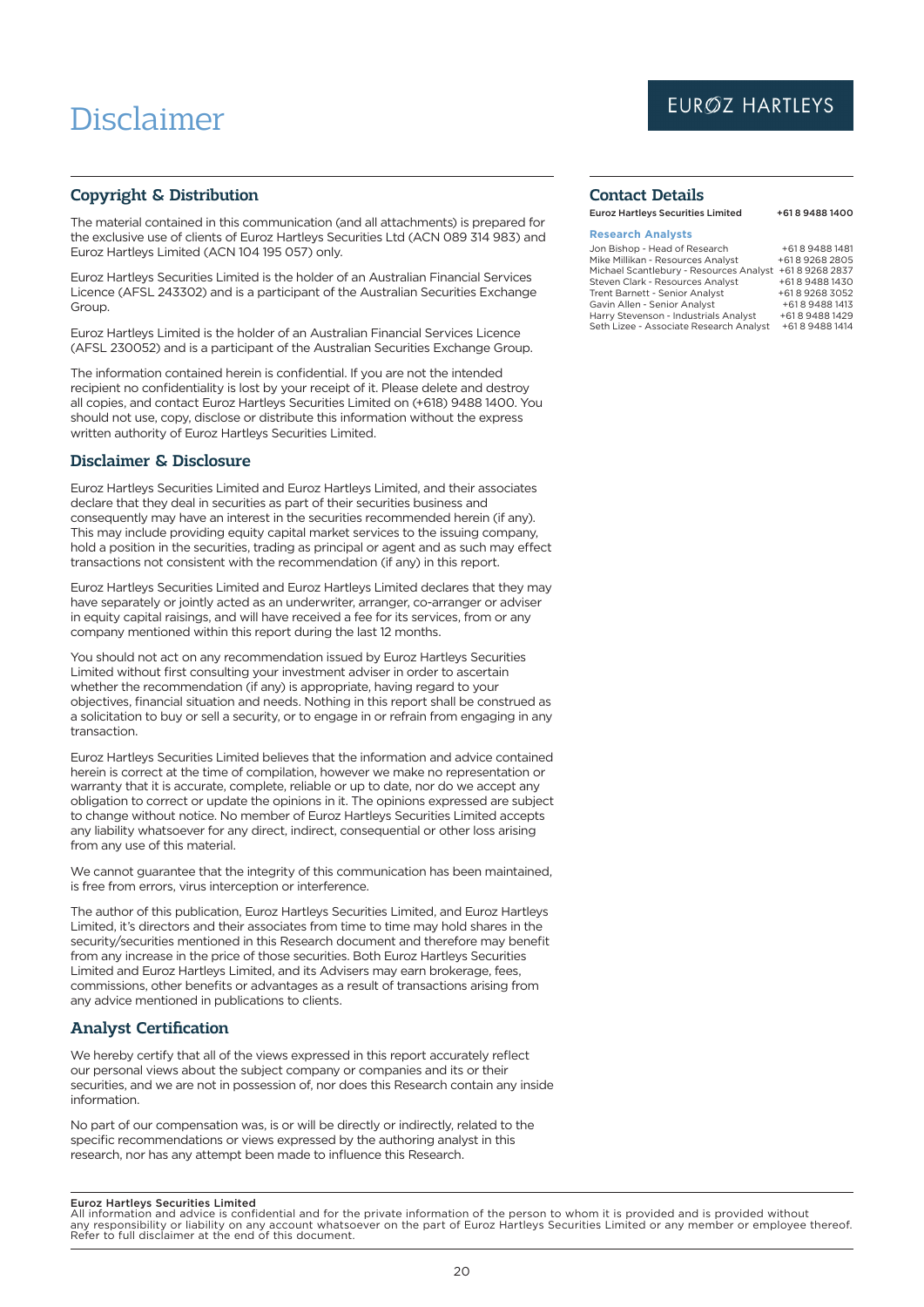# Disclaimer

EUROZ HARTLEYS

## Copyright & Distribution

The material contained in this communication (and all attachments) is prepared for the exclusive use of clients of Euroz Hartleys Securities Ltd (ACN 089 314 983) and Euroz Hartleys Limited (ACN 104 195 057) only.

Euroz Hartleys Securities Limited is the holder of an Australian Financial Services Licence (AFSL 243302) and is a participant of the Australian Securities Exchange Group.

Euroz Hartleys Limited is the holder of an Australian Financial Services Licence (AFSL 230052) and is a participant of the Australian Securities Exchange Group.

The information contained herein is confidential. If you are not the intended recipient no confidentiality is lost by your receipt of it. Please delete and destroy all copies, and contact Euroz Hartleys Securities Limited on (+618) 9488 1400. You should not use, copy, disclose or distribute this information without the express written authority of Euroz Hartleys Securities Limited.

## Disclaimer & Disclosure

Euroz Hartleys Securities Limited and Euroz Hartleys Limited, and their associates declare that they deal in securities as part of their securities business and consequently may have an interest in the securities recommended herein (if any). This may include providing equity capital market services to the issuing company, hold a position in the securities, trading as principal or agent and as such may effect transactions not consistent with the recommendation (if any) in this report.

Euroz Hartleys Securities Limited and Euroz Hartleys Limited declares that they may have separately or jointly acted as an underwriter, arranger, co-arranger or adviser in equity capital raisings, and will have received a fee for its services, from or any company mentioned within this report during the last 12 months.

You should not act on any recommendation issued by Euroz Hartleys Securities Limited without first consulting your investment adviser in order to ascertain whether the recommendation (if any) is appropriate, having regard to your objectives, financial situation and needs. Nothing in this report shall be construed as a solicitation to buy or sell a security, or to engage in or refrain from engaging in any transaction.

Euroz Hartleys Securities Limited believes that the information and advice contained herein is correct at the time of compilation, however we make no representation or warranty that it is accurate, complete, reliable or up to date, nor do we accept any obligation to correct or update the opinions in it. The opinions expressed are subject to change without notice. No member of Euroz Hartleys Securities Limited accepts any liability whatsoever for any direct, indirect, consequential or other loss arising from any use of this material.

We cannot guarantee that the integrity of this communication has been maintained, is free from errors, virus interception or interference.

The author of this publication, Euroz Hartleys Securities Limited, and Euroz Hartleys Limited, it's directors and their associates from time to time may hold shares in the security/securities mentioned in this Research document and therefore may benefit from any increase in the price of those securities. Both Euroz Hartleys Securities Limited and Euroz Hartleys Limited, and its Advisers may earn brokerage, fees, commissions, other benefits or advantages as a result of transactions arising from any advice mentioned in publications to clients.

## Analyst Certification

We hereby certify that all of the views expressed in this report accurately reflect our personal views about the subject company or companies and its or their securities, and we are not in possession of, nor does this Research contain any inside information.

No part of our compensation was, is or will be directly or indirectly, related to the specific recommendations or views expressed by the authoring analyst in this research, nor has any attempt been made to influence this Research.

## Contact Details

**Euroz Hartleys Securities Limited** **+61 8 9488 1400**

**Research Analysts**

| | |
|---|---|
| Jon Bishop - Head of Research | +61 8 9488 1481 |
| Mike Millikan - Resources Analyst | +61 8 9268 2805 |
| Michael Scantlebury - Resources Analyst | +61 8 9268 2837 |
| Steven Clark - Resources Analyst | +61 8 9488 1430 |
| Trent Barnett - Senior Analyst | +61 8 9268 3052 |
| Gavin Allen - Senior Analyst | +61 8 9488 1413 |
| Harry Stevenson - Industrials Analyst | +61 8 9488 1429 |
| Seth Lizee - Associate Research Analyst | +61 8 9488 1414 |

**Euroz Hartleys Securities Limited**
All information and advice is confidential and for the private information of the person to whom it is provided and is provided without any responsibility or liability on any account whatsoever on the part of Euroz Hartleys Securities Limited or any member or employee thereof. Refer to full disclaimer at the end of this document.